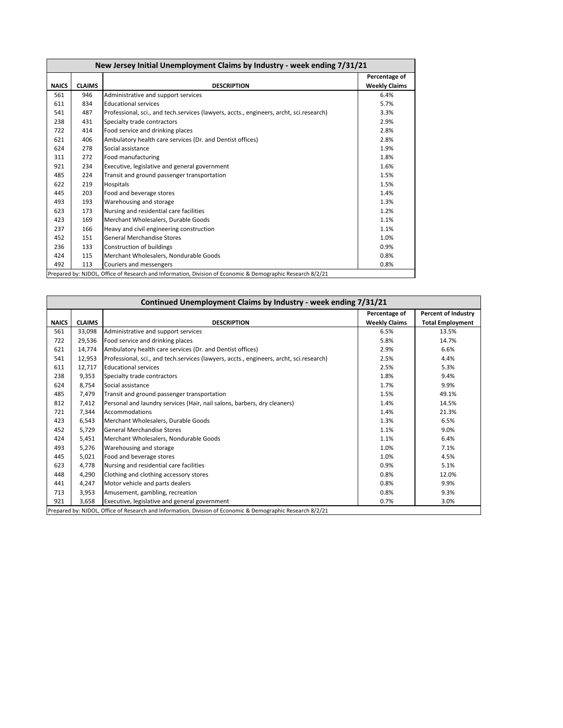## New Jersey Initial Unemployment Claims by Industry - week ending 7/31/21

| NAICS | CLAIMS | DESCRIPTION | Percentage of Weekly Claims |
|---|---|---|---|
| 561 | 946 | Administrative and support services | 6.4% |
| 611 | 834 | Educational services | 5.7% |
| 541 | 487 | Professional, sci., and tech.services (lawyers, accts., engineers, archt, sci.research) | 3.3% |
| 238 | 431 | Specialty trade contractors | 2.9% |
| 722 | 414 | Food service and drinking places | 2.8% |
| 621 | 406 | Ambulatory health care services (Dr. and Dentist offices) | 2.8% |
| 624 | 278 | Social assistance | 1.9% |
| 311 | 272 | Food manufacturing | 1.8% |
| 921 | 234 | Executive, legislative and general government | 1.6% |
| 485 | 224 | Transit and ground passenger transportation | 1.5% |
| 622 | 219 | Hospitals | 1.5% |
| 445 | 203 | Food and beverage stores | 1.4% |
| 493 | 193 | Warehousing and storage | 1.3% |
| 623 | 173 | Nursing and residential care facilities | 1.2% |
| 423 | 169 | Merchant Wholesalers, Durable Goods | 1.1% |
| 237 | 166 | Heavy and civil engineering construction | 1.1% |
| 452 | 151 | General Merchandise Stores | 1.0% |
| 236 | 133 | Construction of buildings | 0.9% |
| 424 | 115 | Merchant Wholesalers, Nondurable Goods | 0.8% |
| 492 | 113 | Couriers and messengers | 0.8% |

Prepared by: NJDOL, Office of Research and Information, Division of Economic & Demographic Research 8/2/21

## Continued Unemployment Claims by Industry - week ending 7/31/21

| NAICS | CLAIMS | DESCRIPTION | Percentage of Weekly Claims | Percent of Industry Total Employment |
|---|---|---|---|---|
| 561 | 33,098 | Administrative and support services | 6.5% | 13.5% |
| 722 | 29,536 | Food service and drinking places | 5.8% | 14.7% |
| 621 | 14,774 | Ambulatory health care services (Dr. and Dentist offices) | 2.9% | 6.6% |
| 541 | 12,953 | Professional, sci., and tech.services (lawyers, accts., engineers, archt, sci.research) | 2.5% | 4.4% |
| 611 | 12,717 | Educational services | 2.5% | 5.3% |
| 238 | 9,353 | Specialty trade contractors | 1.8% | 9.4% |
| 624 | 8,754 | Social assistance | 1.7% | 9.9% |
| 485 | 7,479 | Transit and ground passenger transportation | 1.5% | 49.1% |
| 812 | 7,412 | Personal and laundry services (Hair, nail salons, barbers, dry cleaners) | 1.4% | 14.5% |
| 721 | 7,344 | Accommodations | 1.4% | 21.3% |
| 423 | 6,543 | Merchant Wholesalers, Durable Goods | 1.3% | 6.5% |
| 452 | 5,729 | General Merchandise Stores | 1.1% | 9.0% |
| 424 | 5,451 | Merchant Wholesalers, Nondurable Goods | 1.1% | 6.4% |
| 493 | 5,276 | Warehousing and storage | 1.0% | 7.1% |
| 445 | 5,021 | Food and beverage stores | 1.0% | 4.5% |
| 623 | 4,778 | Nursing and residential care facilities | 0.9% | 5.1% |
| 448 | 4,290 | Clothing and clothing accessory stores | 0.8% | 12.0% |
| 441 | 4,247 | Motor vehicle and parts dealers | 0.8% | 9.9% |
| 713 | 3,953 | Amusement, gambling, recreation | 0.8% | 9.3% |
| 921 | 3,658 | Executive, legislative and general government | 0.7% | 3.0% |

Prepared by: NJDOL, Office of Research and Information, Division of Economic & Demographic Research 8/2/21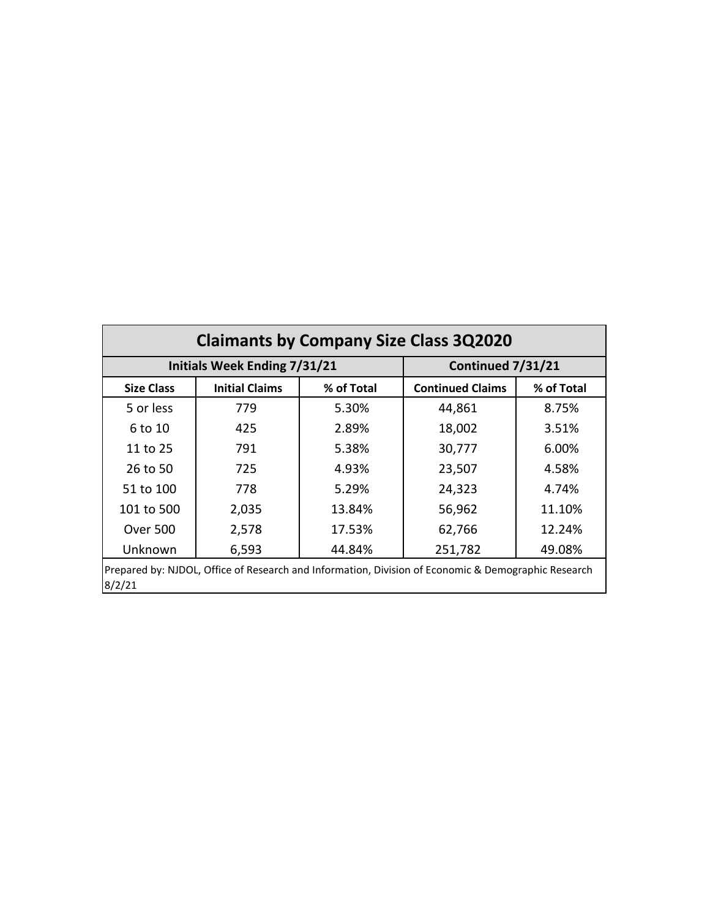## Claimants by Company Size Class 3Q2020

| | Initials Week Ending 7/31/21 | | Continued 7/31/21 | |
|---|---|---|---|---|
| Size Class | Initial Claims | % of Total | Continued Claims | % of Total |
| 5 or less | 779 | 5.30% | 44,861 | 8.75% |
| 6 to 10 | 425 | 2.89% | 18,002 | 3.51% |
| 11 to 25 | 791 | 5.38% | 30,777 | 6.00% |
| 26 to 50 | 725 | 4.93% | 23,507 | 4.58% |
| 51 to 100 | 778 | 5.29% | 24,323 | 4.74% |
| 101 to 500 | 2,035 | 13.84% | 56,962 | 11.10% |
| Over 500 | 2,578 | 17.53% | 62,766 | 12.24% |
| Unknown | 6,593 | 44.84% | 251,782 | 49.08% |

Prepared by: NJDOL, Office of Research and Information, Division of Economic & Demographic Research
8/2/21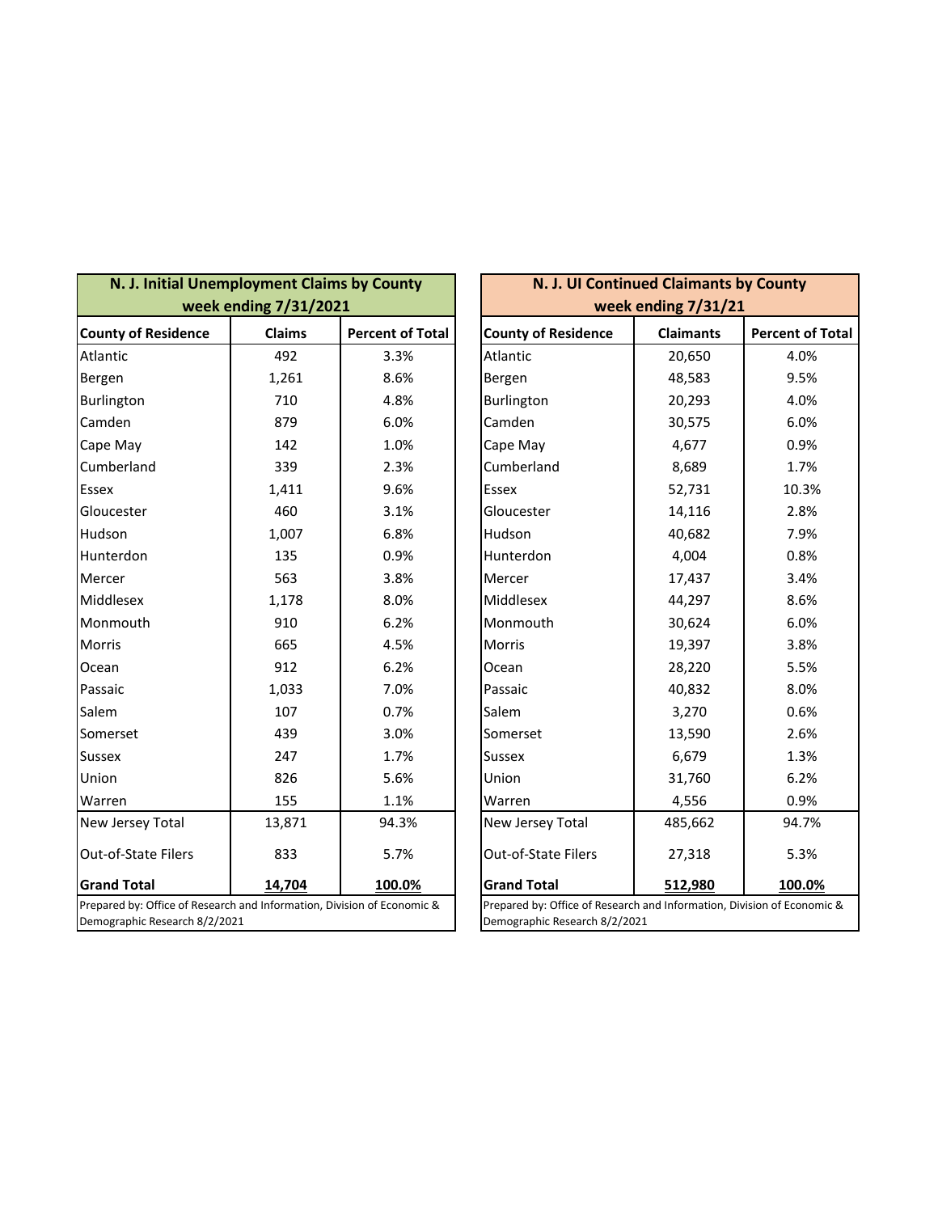## N. J. Initial Unemployment Claims by County
### week ending 7/31/2021

| County of Residence | Claims | Percent of Total |
|---|---|---|
| Atlantic | 492 | 3.3% |
| Bergen | 1,261 | 8.6% |
| Burlington | 710 | 4.8% |
| Camden | 879 | 6.0% |
| Cape May | 142 | 1.0% |
| Cumberland | 339 | 2.3% |
| Essex | 1,411 | 9.6% |
| Gloucester | 460 | 3.1% |
| Hudson | 1,007 | 6.8% |
| Hunterdon | 135 | 0.9% |
| Mercer | 563 | 3.8% |
| Middlesex | 1,178 | 8.0% |
| Monmouth | 910 | 6.2% |
| Morris | 665 | 4.5% |
| Ocean | 912 | 6.2% |
| Passaic | 1,033 | 7.0% |
| Salem | 107 | 0.7% |
| Somerset | 439 | 3.0% |
| Sussex | 247 | 1.7% |
| Union | 826 | 5.6% |
| Warren | 155 | 1.1% |
| New Jersey Total | 13,871 | 94.3% |
| Out-of-State Filers | 833 | 5.7% |
| **Grand Total** | **14,704** | **100.0%** |

Prepared by: Office of Research and Information, Division of Economic & Demographic Research 8/2/2021

## N. J. UI Continued Claimants by County
### week ending 7/31/21

| County of Residence | Claimants | Percent of Total |
|---|---|---|
| Atlantic | 20,650 | 4.0% |
| Bergen | 48,583 | 9.5% |
| Burlington | 20,293 | 4.0% |
| Camden | 30,575 | 6.0% |
| Cape May | 4,677 | 0.9% |
| Cumberland | 8,689 | 1.7% |
| Essex | 52,731 | 10.3% |
| Gloucester | 14,116 | 2.8% |
| Hudson | 40,682 | 7.9% |
| Hunterdon | 4,004 | 0.8% |
| Mercer | 17,437 | 3.4% |
| Middlesex | 44,297 | 8.6% |
| Monmouth | 30,624 | 6.0% |
| Morris | 19,397 | 3.8% |
| Ocean | 28,220 | 5.5% |
| Passaic | 40,832 | 8.0% |
| Salem | 3,270 | 0.6% |
| Somerset | 13,590 | 2.6% |
| Sussex | 6,679 | 1.3% |
| Union | 31,760 | 6.2% |
| Warren | 4,556 | 0.9% |
| New Jersey Total | 485,662 | 94.7% |
| Out-of-State Filers | 27,318 | 5.3% |
| **Grand Total** | **512,980** | **100.0%** |

Prepared by: Office of Research and Information, Division of Economic & Demographic Research 8/2/2021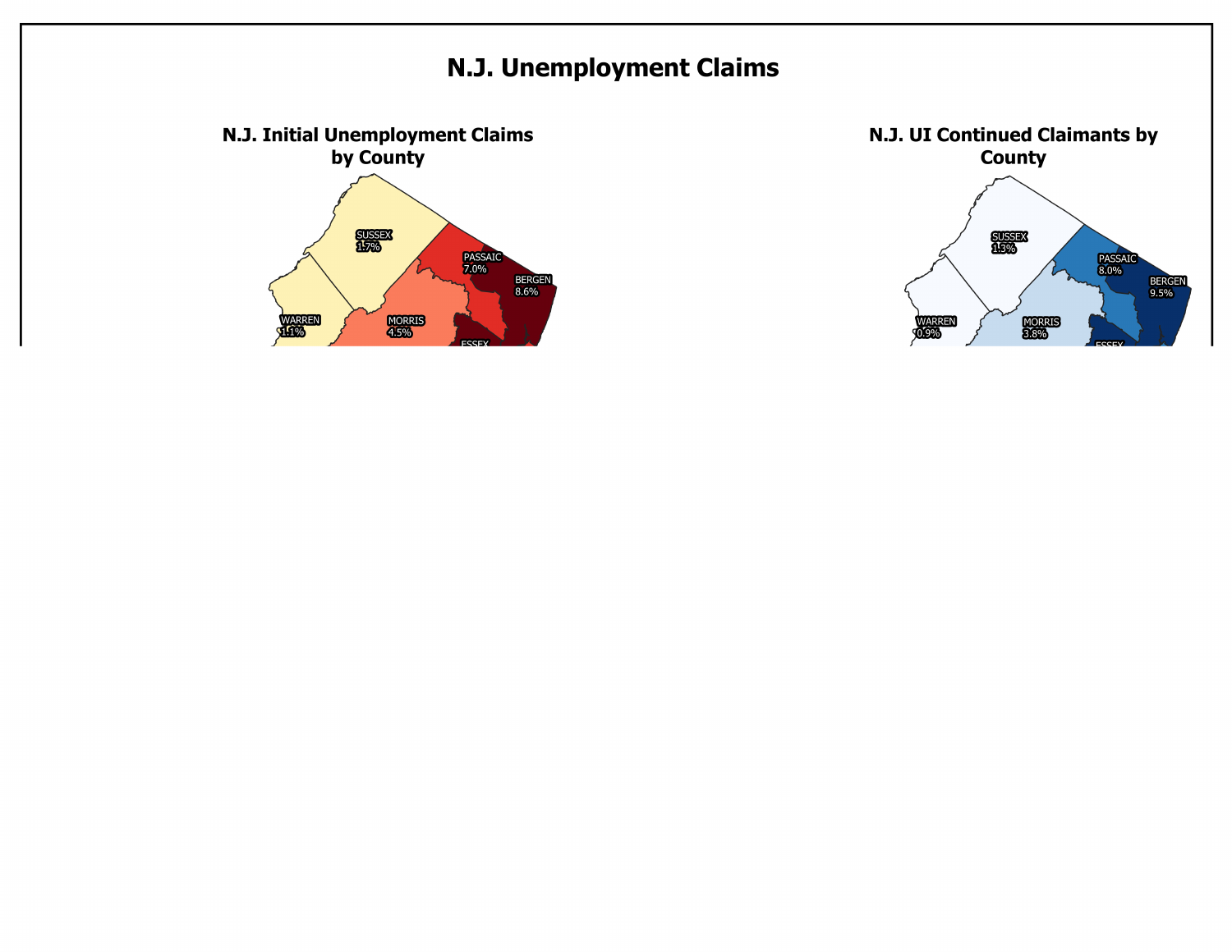# N.J. Unemployment Claims

## N.J. Initial Unemployment Claims by County

SUSSEX
1.7%

PASSAIC
7.0%

BERGEN
8.6%

WARREN
1.1%

MORRIS
4.5%

ESSEX

## N.J. UI Continued Claimants by County

SUSSEX
1.3%

PASSAIC
8.0%

BERGEN
9.5%

WARREN
0.9%

MORRIS
3.8%

ESSEX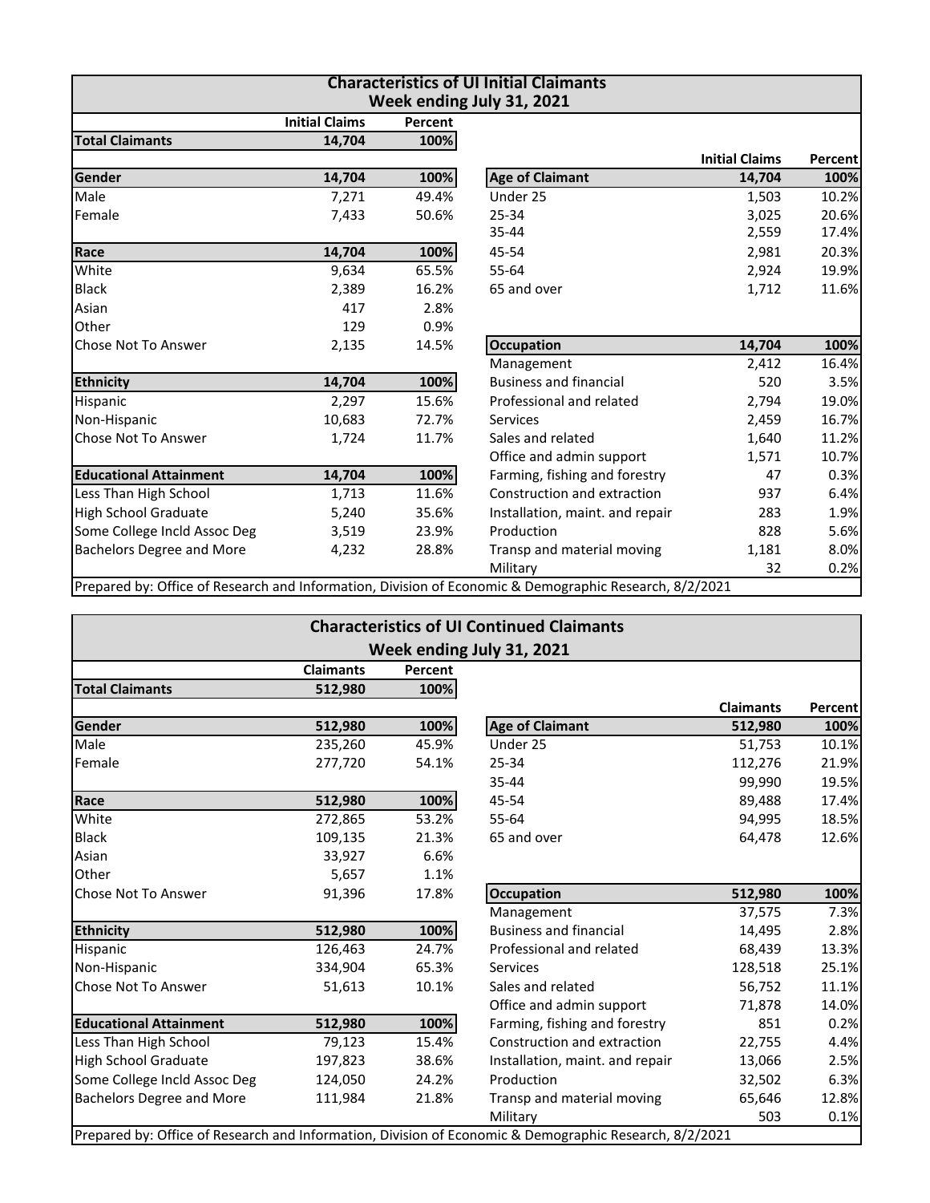## Characteristics of UI Initial Claimants

### Week ending July 31, 2021

| | Initial Claims | Percent |
|---|---|---|
| **Total Claimants** | **14,704** | **100%** |

| **Gender** | **14,704** | **100%** |
|---|---|---|
| Male | 7,271 | 49.4% |
| Female | 7,433 | 50.6% |

| **Race** | **14,704** | **100%** |
|---|---|---|
| White | 9,634 | 65.5% |
| Black | 2,389 | 16.2% |
| Asian | 417 | 2.8% |
| Other | 129 | 0.9% |
| Chose Not To Answer | 2,135 | 14.5% |

| **Ethnicity** | **14,704** | **100%** |
|---|---|---|
| Hispanic | 2,297 | 15.6% |
| Non-Hispanic | 10,683 | 72.7% |
| Chose Not To Answer | 1,724 | 11.7% |

| **Educational Attainment** | **14,704** | **100%** |
|---|---|---|
| Less Than High School | 1,713 | 11.6% |
| High School Graduate | 5,240 | 35.6% |
| Some College Incld Assoc Deg | 3,519 | 23.9% |
| Bachelors Degree and More | 4,232 | 28.8% |

| | Initial Claims | Percent |
|---|---|---|
| **Age of Claimant** | **14,704** | **100%** |
| Under 25 | 1,503 | 10.2% |
| 25-34 | 3,025 | 20.6% |
| 35-44 | 2,559 | 17.4% |
| 45-54 | 2,981 | 20.3% |
| 55-64 | 2,924 | 19.9% |
| 65 and over | 1,712 | 11.6% |

| **Occupation** | **14,704** | **100%** |
|---|---|---|
| Management | 2,412 | 16.4% |
| Business and financial | 520 | 3.5% |
| Professional and related | 2,794 | 19.0% |
| Services | 2,459 | 16.7% |
| Sales and related | 1,640 | 11.2% |
| Office and admin support | 1,571 | 10.7% |
| Farming, fishing and forestry | 47 | 0.3% |
| Construction and extraction | 937 | 6.4% |
| Installation, maint. and repair | 283 | 1.9% |
| Production | 828 | 5.6% |
| Transp and material moving | 1,181 | 8.0% |
| Military | 32 | 0.2% |

Prepared by: Office of Research and Information, Division of Economic & Demographic Research, 8/2/2021

## Characteristics of UI Continued Claimants

### Week ending July 31, 2021

| | Claimants | Percent |
|---|---|---|
| **Total Claimants** | **512,980** | **100%** |

| **Gender** | **512,980** | **100%** |
|---|---|---|
| Male | 235,260 | 45.9% |
| Female | 277,720 | 54.1% |

| **Race** | **512,980** | **100%** |
|---|---|---|
| White | 272,865 | 53.2% |
| Black | 109,135 | 21.3% |
| Asian | 33,927 | 6.6% |
| Other | 5,657 | 1.1% |
| Chose Not To Answer | 91,396 | 17.8% |

| **Ethnicity** | **512,980** | **100%** |
|---|---|---|
| Hispanic | 126,463 | 24.7% |
| Non-Hispanic | 334,904 | 65.3% |
| Chose Not To Answer | 51,613 | 10.1% |

| **Educational Attainment** | **512,980** | **100%** |
|---|---|---|
| Less Than High School | 79,123 | 15.4% |
| High School Graduate | 197,823 | 38.6% |
| Some College Incld Assoc Deg | 124,050 | 24.2% |
| Bachelors Degree and More | 111,984 | 21.8% |

| | Claimants | Percent |
|---|---|---|
| **Age of Claimant** | **512,980** | **100%** |
| Under 25 | 51,753 | 10.1% |
| 25-34 | 112,276 | 21.9% |
| 35-44 | 99,990 | 19.5% |
| 45-54 | 89,488 | 17.4% |
| 55-64 | 94,995 | 18.5% |
| 65 and over | 64,478 | 12.6% |

| **Occupation** | **512,980** | **100%** |
|---|---|---|
| Management | 37,575 | 7.3% |
| Business and financial | 14,495 | 2.8% |
| Professional and related | 68,439 | 13.3% |
| Services | 128,518 | 25.1% |
| Sales and related | 56,752 | 11.1% |
| Office and admin support | 71,878 | 14.0% |
| Farming, fishing and forestry | 851 | 0.2% |
| Construction and extraction | 22,755 | 4.4% |
| Installation, maint. and repair | 13,066 | 2.5% |
| Production | 32,502 | 6.3% |
| Transp and material moving | 65,646 | 12.8% |
| Military | 503 | 0.1% |

Prepared by: Office of Research and Information, Division of Economic & Demographic Research, 8/2/2021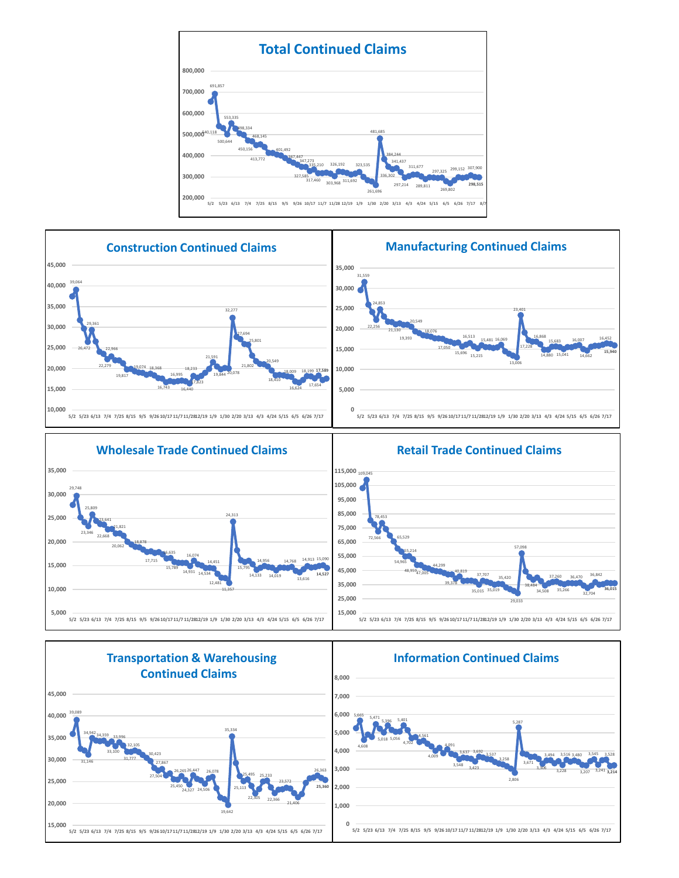## Total Continued Claims

800,000
700,000
600,000
500,000
400,000
300,000
200,000

691,857
640,118
553,335
500,644
498,334
468,145
450,156
413,772
401,492
367,447
347,273
335,210
327,585
317,460
326,192
303,968
311,692
323,535
261,696
481,685
384,244
341,437
336,302
297,214
311,677
289,811
297,325
269,802
299,152
307,900
298,515

5/2 5/23 6/13 7/4 7/25 8/15 9/5 9/26 10/17 11/7 11/28 12/19 1/9 1/30 2/20 3/13 4/3 4/24 5/15 6/5 6/26 7/17 8/7

## Construction Continued Claims

45,000
40,000
35,000
30,000
25,000
20,000
15,000
10,000

39,064
26,472
29,361
22,279
22,966
19,817
19,074
18,368
16,743
16,995
16,440
18,233
17,823
21,591
19,844
20,078
32,277
27,694
25,801
21,802
20,549
18,410
18,009
16,624
18,199
17,654
17,589

5/2 5/23 6/13 7/4 7/25 8/15 9/5 9/26 10/17 11/7 11/28 12/19 1/9 1/30 2/20 3/13 4/3 4/24 5/15 6/5 6/26 7/17

## Manufacturing Continued Claims

35,000
30,000
25,000
20,000
15,000
10,000
5,000
0

31,559
22,256
24,853
21,130
19,393
20,549
18,076
17,050
15,696
16,513
15,215
15,481
16,069
13,006
23,401
17,228
16,868
14,880
15,683
15,041
16,007
14,662
16,452
15,940

5/2 5/23 6/13 7/4 7/25 8/15 9/5 9/26 10/17 11/7 11/28 12/19 1/9 1/30 2/20 3/13 4/3 4/24 5/15 6/5 6/26 7/17

## Wholesale Trade Continued Claims

35,000
30,000
25,000
20,000
15,000
10,000
5,000

29,748
23,346
25,809
23,641
22,668
21,821
20,062
18,878
17,715
16,635
15,789
14,931
16,074
14,534
14,451
12,481
11,357
24,313
15,795
14,133
14,956
14,019
14,768
13,616
14,913
15,090
14,527

5/2 5/23 6/13 7/4 7/25 8/15 9/5 9/26 10/17 11/7 11/28 12/19 1/9 1/30 2/20 3/13 4/3 4/24 5/15 6/5 6/26 7/17

## Retail Trade Continued Claims

115,000
105,000
95,000
85,000
75,000
65,000
55,000
45,000
35,000
25,000
15,000

109,045
72,566
78,453
65,529
54,965
55,214
48,959
47,005
44,299
39,378
40,819
35,015
37,707
35,019
35,420
29,033
57,098
38,484
34,508
37,260
35,266
36,470
32,704
36,842
36,015

5/2 5/23 6/13 7/4 7/25 8/15 9/5 9/26 10/17 11/7 11/28 12/19 1/9 1/30 2/20 3/13 4/3 4/24 5/15 6/5 6/26 7/17

## Transportation & Warehousing Continued Claims

45,000
40,000
35,000
30,000
25,000
20,000
15,000

39,089
31,146
34,942
34,359
33,100
33,996
31,777
32,105
30,423
27,504
27,867
25,450
26,265
24,327
26,447
24,506
26,078
19,642
35,334
25,113
25,495
22,305
25,233
22,366
23,572
21,406
26,363
25,360

5/2 5/23 6/13 7/4 7/25 8/15 9/5 9/26 10/17 11/7 11/28 12/19 1/9 1/30 2/20 3/13 4/3 4/24 5/15 6/5 6/26 7/17

## Information Continued Claims

8,000
7,000
6,000
5,000
4,000
3,000
2,000
1,000
0

5,665
4,608
5,471
5,018
5,396
5,056
5,401
4,702
4,561
4,009
4,091
3,548
3,637
3,423
3,692
3,537
3,258
2,806
5,287
3,671
3,306
3,494
3,228
3,516
3,480
3,207
3,545
3,241
3,528
3,214

5/2 5/23 6/13 7/4 7/25 8/15 9/5 9/26 10/17 11/7 11/28 12/19 1/9 1/30 2/20 3/13 4/3 4/24 5/15 6/5 6/26 7/17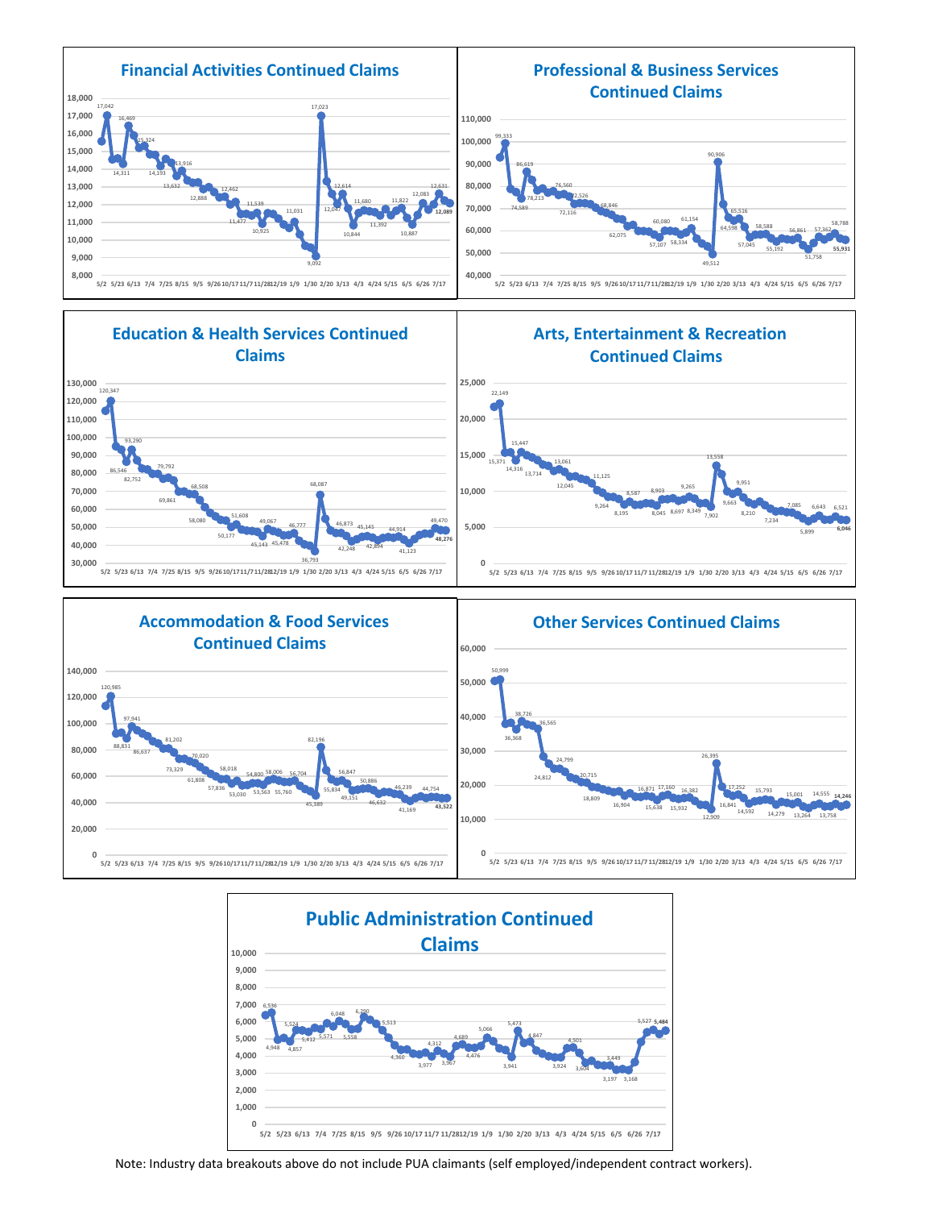## Financial Activities Continued Claims

18,000
17,000
16,000
15,000
14,000
13,000
12,000
11,000
10,000
9,000
8,000

17,042
16,469
15,324
14,311
14,193
13,916
13,632
12,888
12,462
11,477
11,539
10,925
11,031
9,092
17,023
12,614
12,047
10,844
11,680
11,392
11,822
10,887
12,083
12,631
12,089

5/2 5/23 6/13 7/4 7/25 8/15 9/5 9/26 10/17 11/7 11/28 12/19 1/9 1/30 2/20 3/13 4/3 4/24 5/15 6/5 6/26 7/17

## Professional & Business Services Continued Claims

110,000
100,000
90,000
80,000
70,000
60,000
50,000
40,000

99,333
74,589
86,619
78,213
76,560
72,116
72,526
68,846
62,075
60,080
57,107
58,334
61,154
49,512
90,906
64,598
65,516
57,045
58,588
55,192
56,861
51,758
57,362
58,788
55,931

5/2 5/23 6/13 7/4 7/25 8/15 9/5 9/26 10/17 11/7 11/28 12/19 1/9 1/30 2/20 3/13 4/3 4/24 5/15 6/5 6/26 7/17

## Education & Health Services Continued Claims

130,000
120,000
110,000
100,000
90,000
80,000
70,000
60,000
50,000
40,000
30,000

120,347
93,290
86,546
82,752
79,792
69,861
68,508
58,080
50,177
51,608
45,143
49,067
45,478
46,777
36,793
68,087
46,873
42,248
45,145
42,894
44,914
41,123
49,470
48,276

5/2 5/23 6/13 7/4 7/25 8/15 9/5 9/26 10/17 11/7 11/28 12/19 1/9 1/30 2/20 3/13 4/3 4/24 5/15 6/5 6/26 7/17

## Arts, Entertainment & Recreation Continued Claims

25,000
20,000
15,000
10,000
5,000
0

22,149
15,371
15,447
14,316
13,714
13,061
12,045
11,125
9,264
8,195
8,587
8,903
8,045
8,697
9,265
8,349
7,902
13,558
9,663
9,951
8,210
7,234
7,085
5,899
6,643
6,521
6,046

5/2 5/23 6/13 7/4 7/25 8/15 9/5 9/26 10/17 11/7 11/28 12/19 1/9 1/30 2/20 3/13 4/3 4/24 5/15 6/5 6/26 7/17

## Accommodation & Food Services Continued Claims

140,000
120,000
100,000
80,000
60,000
40,000
20,000
0

120,985
88,831
97,941
86,637
81,202
73,329
70,020
61,808
57,836
58,018
53,030
54,800
53,563
58,006
55,760
56,704
45,389
82,196
55,834
56,847
49,151
50,886
46,632
46,239
41,169
44,754
43,522

5/2 5/23 6/13 7/4 7/25 8/15 9/5 9/26 10/17 11/7 11/28 12/19 1/9 1/30 2/20 3/13 4/3 4/24 5/15 6/5 6/26 7/17

## Other Services Continued Claims

60,000
50,000
40,000
30,000
20,000
10,000
0

50,999
36,368
38,726
36,565
24,812
24,799
20,715
18,809
16,904
16,871
15,638
17,160
15,932
16,382
12,909
26,395
16,841
17,252
14,592
15,793
14,279
15,001
13,264
14,555
13,758
14,246

5/2 5/23 6/13 7/4 7/25 8/15 9/5 9/26 10/17 11/7 11/28 12/19 1/9 1/30 2/20 3/13 4/3 4/24 5/15 6/5 6/26 7/17

## Public Administration Continued Claims

10,000
9,000
8,000
7,000
6,000
5,000
4,000
3,000
2,000
1,000
0

6,536
4,948
5,524
4,857
5,412
5,571
6,048
5,558
6,290
5,513
4,360
3,977
4,312
3,967
4,689
4,476
5,066
3,941
5,473
4,847
3,924
4,501
3,604
3,197
3,449
3,168
5,527
5,484

5/2 5/23 6/13 7/4 7/25 8/15 9/5 9/26 10/17 11/7 11/28 12/19 1/9 1/30 2/20 3/13 4/3 4/24 5/15 6/5 6/26 7/17

Note: Industry data breakouts above do not include PUA claimants (self employed/independent contract workers).